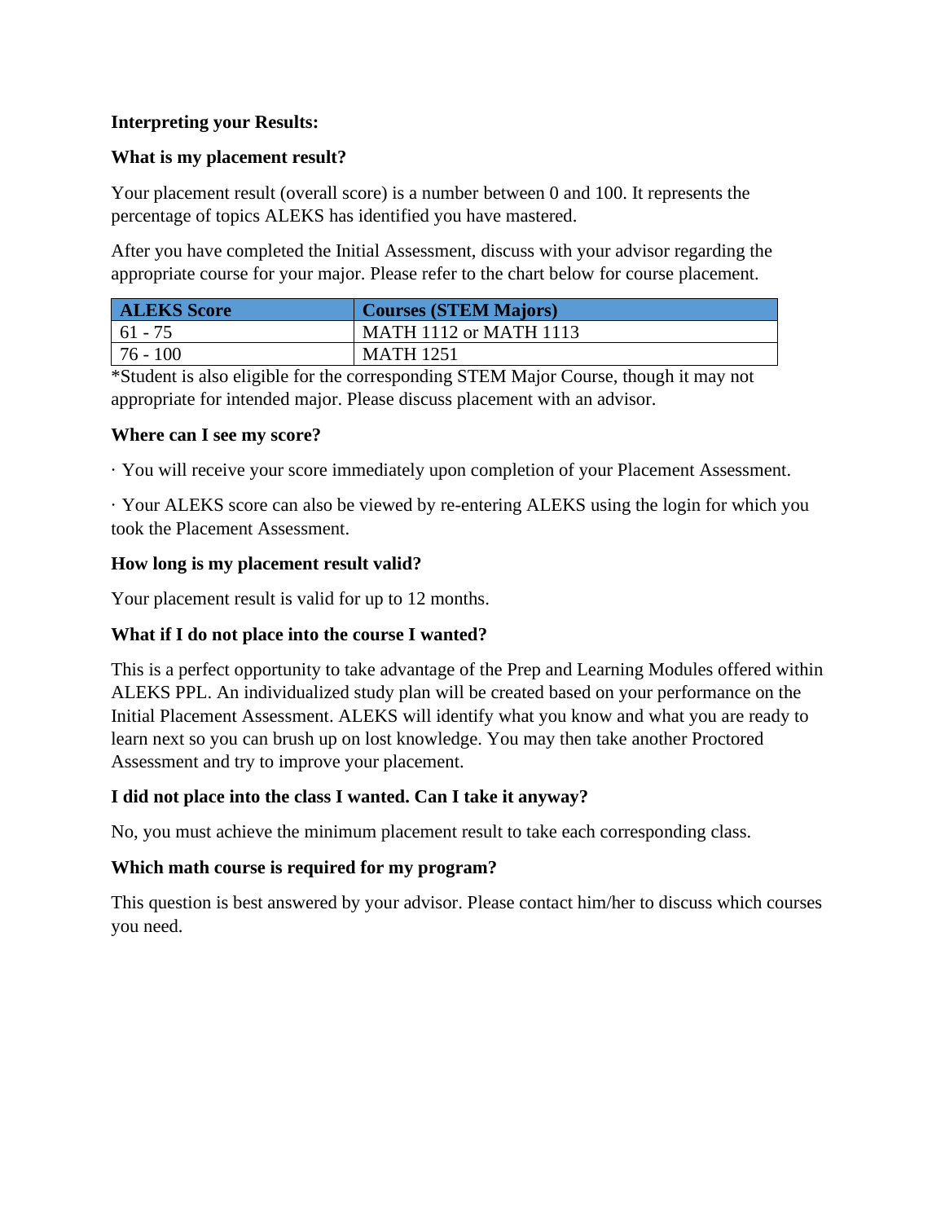**Interpreting your Results:**

**What is my placement result?**

Your placement result (overall score) is a number between 0 and 100. It represents the percentage of topics ALEKS has identified you have mastered.

After you have completed the Initial Assessment, discuss with your advisor regarding the appropriate course for your major. Please refer to the chart below for course placement.

| ALEKS Score | Courses (STEM Majors) |
|---|---|
| 61 - 75 | MATH 1112 or MATH 1113 |
| 76 - 100 | MATH 1251 |

*Student is also eligible for the corresponding STEM Major Course, though it may not appropriate for intended major. Please discuss placement with an advisor.

**Where can I see my score?**

· You will receive your score immediately upon completion of your Placement Assessment.

· Your ALEKS score can also be viewed by re-entering ALEKS using the login for which you took the Placement Assessment.

**How long is my placement result valid?**

Your placement result is valid for up to 12 months.

**What if I do not place into the course I wanted?**

This is a perfect opportunity to take advantage of the Prep and Learning Modules offered within ALEKS PPL. An individualized study plan will be created based on your performance on the Initial Placement Assessment. ALEKS will identify what you know and what you are ready to learn next so you can brush up on lost knowledge. You may then take another Proctored Assessment and try to improve your placement.

**I did not place into the class I wanted. Can I take it anyway?**

No, you must achieve the minimum placement result to take each corresponding class.

**Which math course is required for my program?**

This question is best answered by your advisor. Please contact him/her to discuss which courses you need.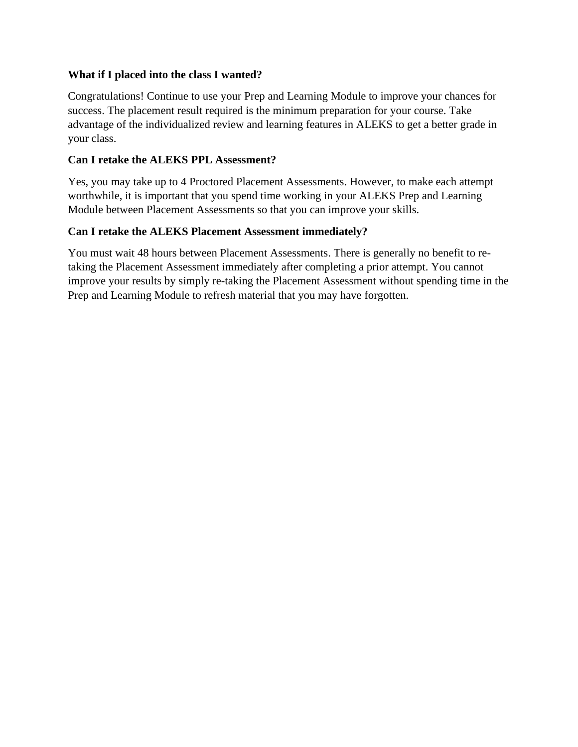**What if I placed into the class I wanted?**

Congratulations! Continue to use your Prep and Learning Module to improve your chances for success. The placement result required is the minimum preparation for your course. Take advantage of the individualized review and learning features in ALEKS to get a better grade in your class.

**Can I retake the ALEKS PPL Assessment?**

Yes, you may take up to 4 Proctored Placement Assessments. However, to make each attempt worthwhile, it is important that you spend time working in your ALEKS Prep and Learning Module between Placement Assessments so that you can improve your skills.

**Can I retake the ALEKS Placement Assessment immediately?**

You must wait 48 hours between Placement Assessments. There is generally no benefit to re-taking the Placement Assessment immediately after completing a prior attempt. You cannot improve your results by simply re-taking the Placement Assessment without spending time in the Prep and Learning Module to refresh material that you may have forgotten.